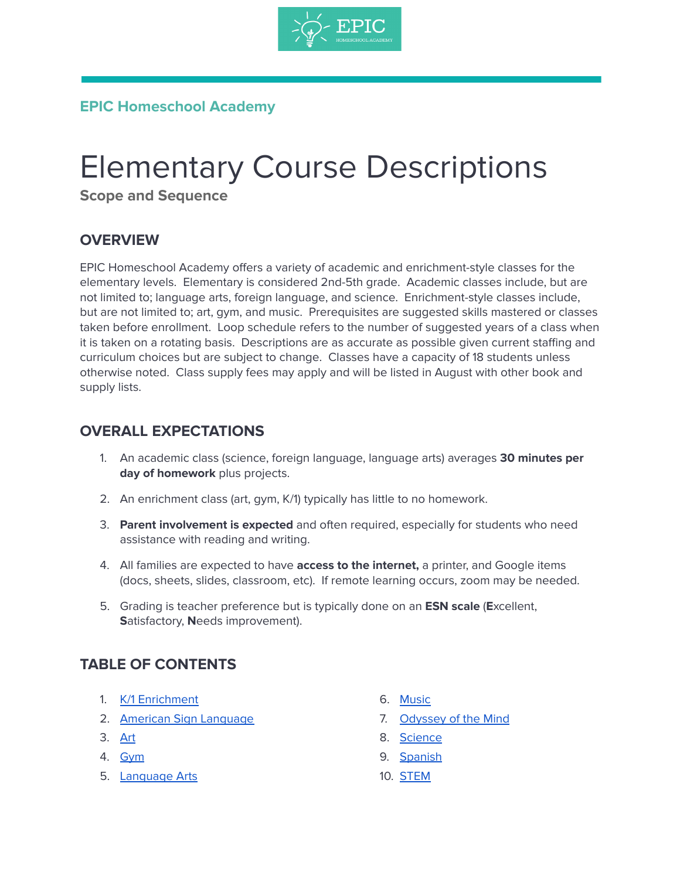EPIC Homeschool Academy

# Elementary Course Descriptions

**Scope and Sequence**

## OVERVIEW

EPIC Homeschool Academy offers a variety of academic and enrichment-style classes for the elementary levels. Elementary is considered 2nd-5th grade. Academic classes include, but are not limited to; language arts, foreign language, and science. Enrichment-style classes include, but are not limited to; art, gym, and music. Prerequisites are suggested skills mastered or classes taken before enrollment. Loop schedule refers to the number of suggested years of a class when it is taken on a rotating basis. Descriptions are as accurate as possible given current staffing and curriculum choices but are subject to change. Classes have a capacity of 18 students unless otherwise noted. Class supply fees may apply and will be listed in August with other book and supply lists.

## OVERALL EXPECTATIONS

1. An academic class (science, foreign language, language arts) averages **30 minutes per day of homework** plus projects.
2. An enrichment class (art, gym, K/1) typically has little to no homework.
3. **Parent involvement is expected** and often required, especially for students who need assistance with reading and writing.
4. All families are expected to have **access to the internet,** a printer, and Google items (docs, sheets, slides, classroom, etc). If remote learning occurs, zoom may be needed.
5. Grading is teacher preference but is typically done on an **ESN scale** (**E**xcellent, **S**atisfactory, **N**eeds improvement).

## TABLE OF CONTENTS

1. K/1 Enrichment
2. American Sign Language
3. Art
4. Gym
5. Language Arts
6. Music
7. Odyssey of the Mind
8. Science
9. Spanish
10. STEM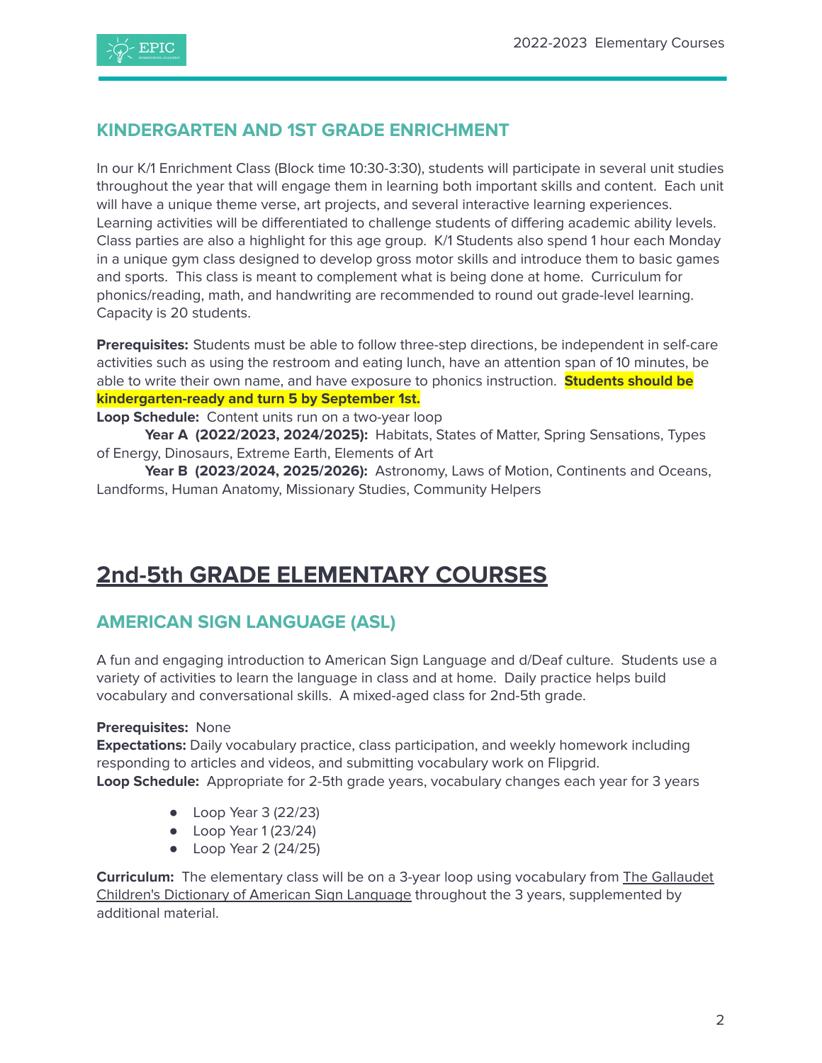## KINDERGARTEN AND 1ST GRADE ENRICHMENT

In our K/1 Enrichment Class (Block time 10:30-3:30), students will participate in several unit studies throughout the year that will engage them in learning both important skills and content. Each unit will have a unique theme verse, art projects, and several interactive learning experiences. Learning activities will be differentiated to challenge students of differing academic ability levels. Class parties are also a highlight for this age group. K/1 Students also spend 1 hour each Monday in a unique gym class designed to develop gross motor skills and introduce them to basic games and sports. This class is meant to complement what is being done at home. Curriculum for phonics/reading, math, and handwriting are recommended to round out grade-level learning. Capacity is 20 students.

**Prerequisites:** Students must be able to follow three-step directions, be independent in self-care activities such as using the restroom and eating lunch, have an attention span of 10 minutes, be able to write their own name, and have exposure to phonics instruction. **Students should be kindergarten-ready and turn 5 by September 1st.**

**Loop Schedule:** Content units run on a two-year loop

**Year A (2022/2023, 2024/2025):** Habitats, States of Matter, Spring Sensations, Types of Energy, Dinosaurs, Extreme Earth, Elements of Art

**Year B (2023/2024, 2025/2026):** Astronomy, Laws of Motion, Continents and Oceans, Landforms, Human Anatomy, Missionary Studies, Community Helpers

# 2nd-5th GRADE ELEMENTARY COURSES

## AMERICAN SIGN LANGUAGE (ASL)

A fun and engaging introduction to American Sign Language and d/Deaf culture. Students use a variety of activities to learn the language in class and at home. Daily practice helps build vocabulary and conversational skills. A mixed-aged class for 2nd-5th grade.

**Prerequisites:** None

**Expectations:** Daily vocabulary practice, class participation, and weekly homework including responding to articles and videos, and submitting vocabulary work on Flipgrid.

**Loop Schedule:** Appropriate for 2-5th grade years, vocabulary changes each year for 3 years

- Loop Year 3 (22/23)
- Loop Year 1 (23/24)
- Loop Year 2 (24/25)

**Curriculum:** The elementary class will be on a 3-year loop using vocabulary from The Gallaudet Children's Dictionary of American Sign Language throughout the 3 years, supplemented by additional material.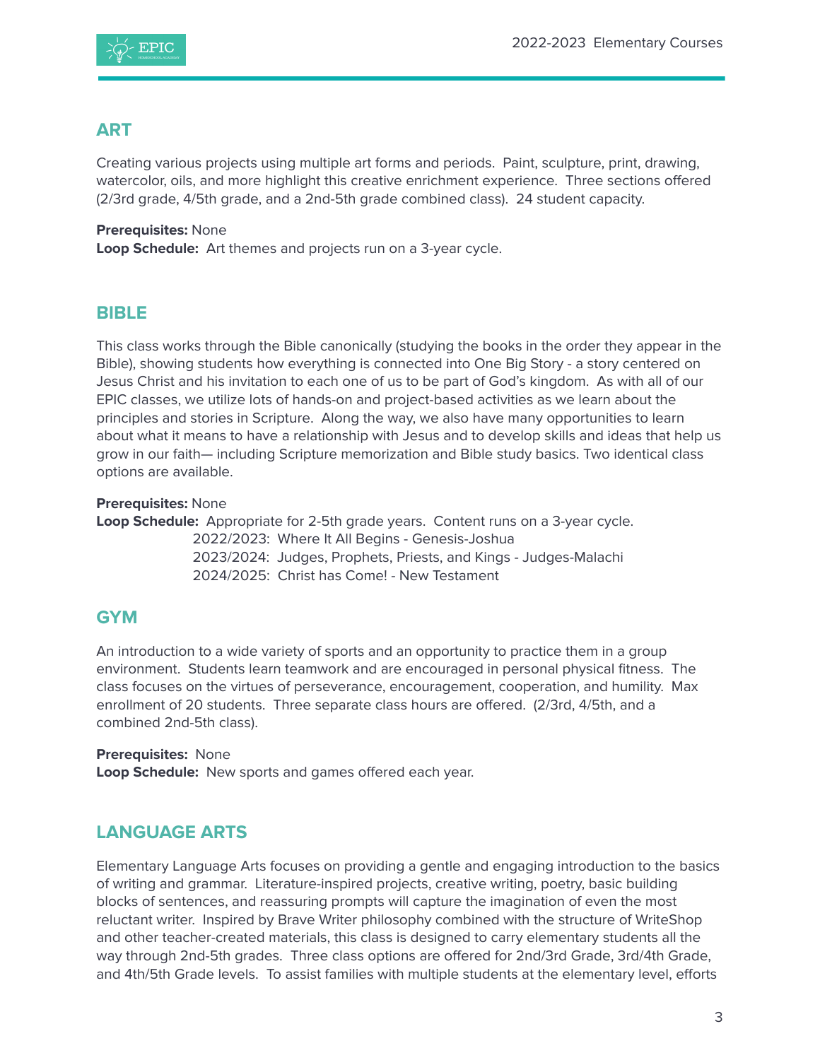## ART

Creating various projects using multiple art forms and periods. Paint, sculpture, print, drawing, watercolor, oils, and more highlight this creative enrichment experience. Three sections offered (2/3rd grade, 4/5th grade, and a 2nd-5th grade combined class). 24 student capacity.

**Prerequisites:** None
**Loop Schedule:** Art themes and projects run on a 3-year cycle.

## BIBLE

This class works through the Bible canonically (studying the books in the order they appear in the Bible), showing students how everything is connected into One Big Story - a story centered on Jesus Christ and his invitation to each one of us to be part of God's kingdom. As with all of our EPIC classes, we utilize lots of hands-on and project-based activities as we learn about the principles and stories in Scripture. Along the way, we also have many opportunities to learn about what it means to have a relationship with Jesus and to develop skills and ideas that help us grow in our faith— including Scripture memorization and Bible study basics. Two identical class options are available.

**Prerequisites:** None
**Loop Schedule:** Appropriate for 2-5th grade years. Content runs on a 3-year cycle.
2022/2023: Where It All Begins - Genesis-Joshua
2023/2024: Judges, Prophets, Priests, and Kings - Judges-Malachi
2024/2025: Christ has Come! - New Testament

## GYM

An introduction to a wide variety of sports and an opportunity to practice them in a group environment. Students learn teamwork and are encouraged in personal physical fitness. The class focuses on the virtues of perseverance, encouragement, cooperation, and humility. Max enrollment of 20 students. Three separate class hours are offered. (2/3rd, 4/5th, and a combined 2nd-5th class).

**Prerequisites:** None
**Loop Schedule:** New sports and games offered each year.

## LANGUAGE ARTS

Elementary Language Arts focuses on providing a gentle and engaging introduction to the basics of writing and grammar. Literature-inspired projects, creative writing, poetry, basic building blocks of sentences, and reassuring prompts will capture the imagination of even the most reluctant writer. Inspired by Brave Writer philosophy combined with the structure of WriteShop and other teacher-created materials, this class is designed to carry elementary students all the way through 2nd-5th grades. Three class options are offered for 2nd/3rd Grade, 3rd/4th Grade, and 4th/5th Grade levels. To assist families with multiple students at the elementary level, efforts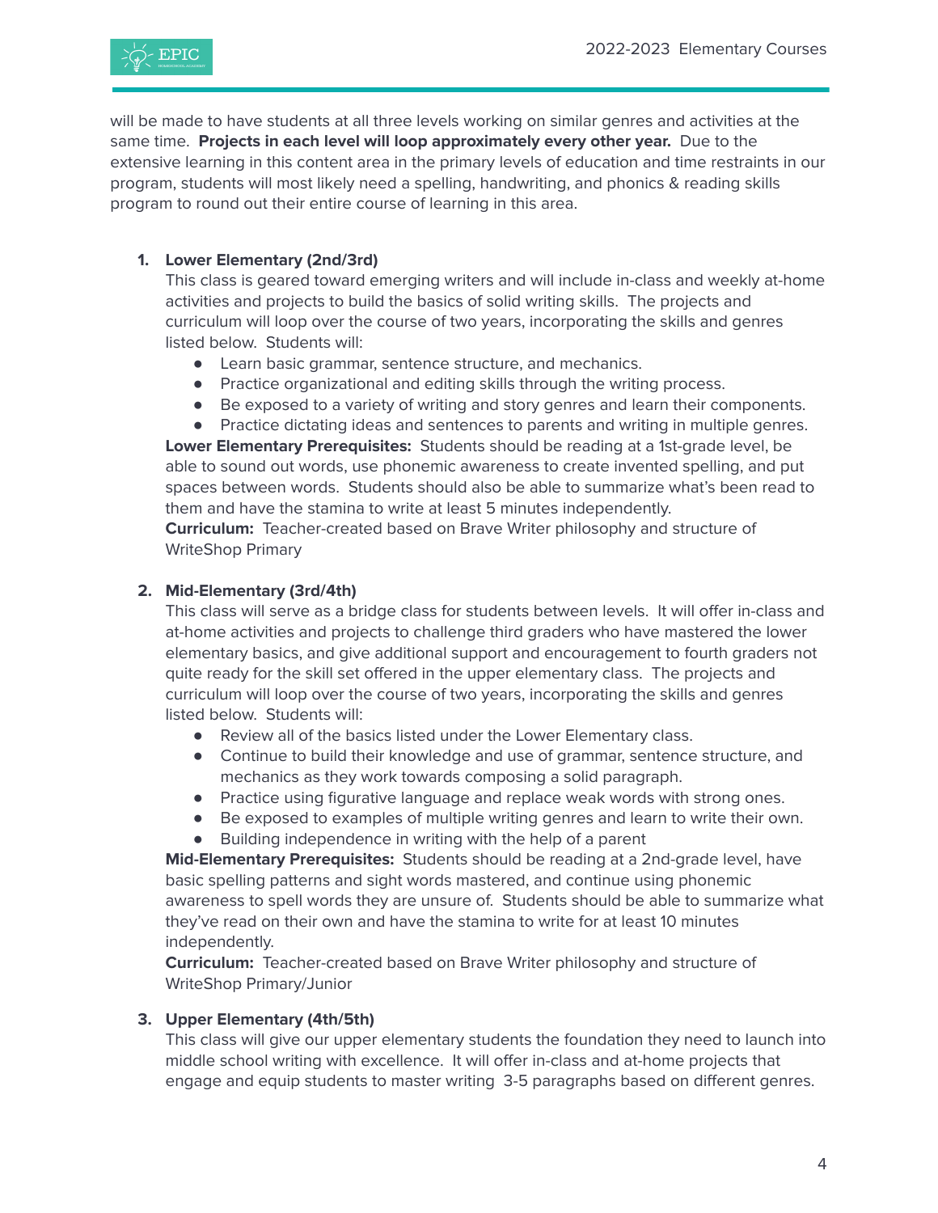will be made to have students at all three levels working on similar genres and activities at the same time. **Projects in each level will loop approximately every other year.** Due to the extensive learning in this content area in the primary levels of education and time restraints in our program, students will most likely need a spelling, handwriting, and phonics & reading skills program to round out their entire course of learning in this area.

1. **Lower Elementary (2nd/3rd)**
   This class is geared toward emerging writers and will include in-class and weekly at-home activities and projects to build the basics of solid writing skills. The projects and curriculum will loop over the course of two years, incorporating the skills and genres listed below. Students will:
   - Learn basic grammar, sentence structure, and mechanics.
   - Practice organizational and editing skills through the writing process.
   - Be exposed to a variety of writing and story genres and learn their components.
   - Practice dictating ideas and sentences to parents and writing in multiple genres.

   **Lower Elementary Prerequisites:** Students should be reading at a 1st-grade level, be able to sound out words, use phonemic awareness to create invented spelling, and put spaces between words. Students should also be able to summarize what's been read to them and have the stamina to write at least 5 minutes independently.
   **Curriculum:** Teacher-created based on Brave Writer philosophy and structure of WriteShop Primary

2. **Mid-Elementary (3rd/4th)**
   This class will serve as a bridge class for students between levels. It will offer in-class and at-home activities and projects to challenge third graders who have mastered the lower elementary basics, and give additional support and encouragement to fourth graders not quite ready for the skill set offered in the upper elementary class. The projects and curriculum will loop over the course of two years, incorporating the skills and genres listed below. Students will:
   - Review all of the basics listed under the Lower Elementary class.
   - Continue to build their knowledge and use of grammar, sentence structure, and mechanics as they work towards composing a solid paragraph.
   - Practice using figurative language and replace weak words with strong ones.
   - Be exposed to examples of multiple writing genres and learn to write their own.
   - Building independence in writing with the help of a parent

   **Mid-Elementary Prerequisites:** Students should be reading at a 2nd-grade level, have basic spelling patterns and sight words mastered, and continue using phonemic awareness to spell words they are unsure of. Students should be able to summarize what they've read on their own and have the stamina to write for at least 10 minutes independently.
   **Curriculum:** Teacher-created based on Brave Writer philosophy and structure of WriteShop Primary/Junior

3. **Upper Elementary (4th/5th)**
   This class will give our upper elementary students the foundation they need to launch into middle school writing with excellence. It will offer in-class and at-home projects that engage and equip students to master writing 3-5 paragraphs based on different genres.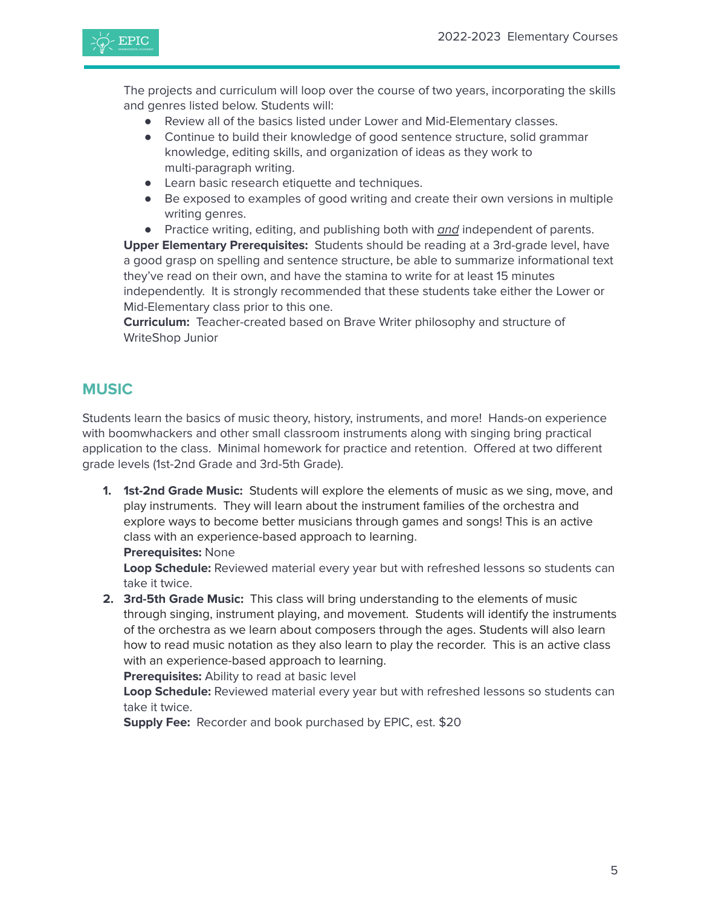The projects and curriculum will loop over the course of two years, incorporating the skills and genres listed below. Students will:

- Review all of the basics listed under Lower and Mid-Elementary classes.
- Continue to build their knowledge of good sentence structure, solid grammar knowledge, editing skills, and organization of ideas as they work to multi-paragraph writing.
- Learn basic research etiquette and techniques.
- Be exposed to examples of good writing and create their own versions in multiple writing genres.
- Practice writing, editing, and publishing both with *and* independent of parents.

**Upper Elementary Prerequisites:** Students should be reading at a 3rd-grade level, have a good grasp on spelling and sentence structure, be able to summarize informational text they've read on their own, and have the stamina to write for at least 15 minutes independently. It is strongly recommended that these students take either the Lower or Mid-Elementary class prior to this one.

**Curriculum:** Teacher-created based on Brave Writer philosophy and structure of WriteShop Junior

## MUSIC

Students learn the basics of music theory, history, instruments, and more! Hands-on experience with boomwhackers and other small classroom instruments along with singing bring practical application to the class. Minimal homework for practice and retention. Offered at two different grade levels (1st-2nd Grade and 3rd-5th Grade).

1. **1st-2nd Grade Music:** Students will explore the elements of music as we sing, move, and play instruments. They will learn about the instrument families of the orchestra and explore ways to become better musicians through games and songs! This is an active class with an experience-based approach to learning.
   **Prerequisites:** None
   **Loop Schedule:** Reviewed material every year but with refreshed lessons so students can take it twice.
2. **3rd-5th Grade Music:** This class will bring understanding to the elements of music through singing, instrument playing, and movement. Students will identify the instruments of the orchestra as we learn about composers through the ages. Students will also learn how to read music notation as they also learn to play the recorder. This is an active class with an experience-based approach to learning.
   **Prerequisites:** Ability to read at basic level
   **Loop Schedule:** Reviewed material every year but with refreshed lessons so students can take it twice.
   **Supply Fee:** Recorder and book purchased by EPIC, est. $20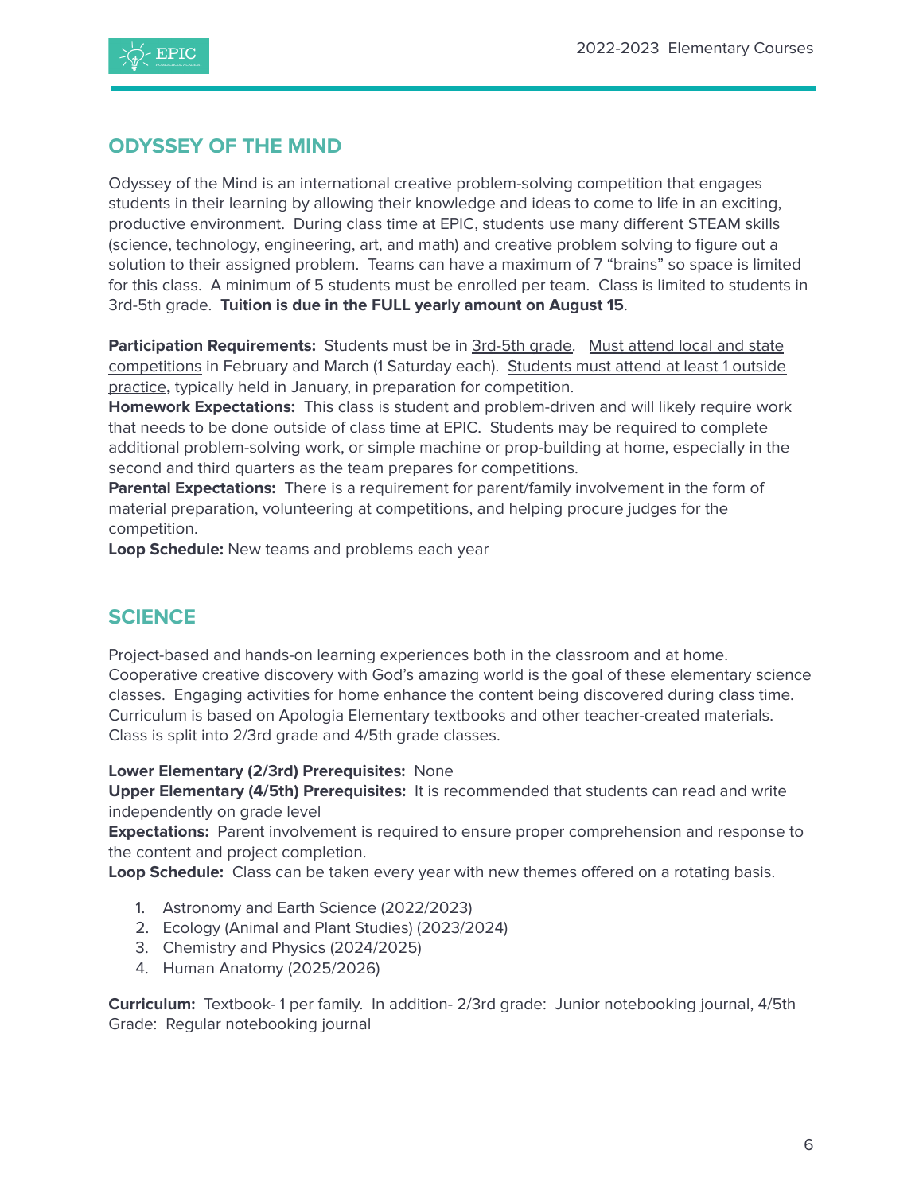## ODYSSEY OF THE MIND

Odyssey of the Mind is an international creative problem-solving competition that engages students in their learning by allowing their knowledge and ideas to come to life in an exciting, productive environment. During class time at EPIC, students use many different STEAM skills (science, technology, engineering, art, and math) and creative problem solving to figure out a solution to their assigned problem. Teams can have a maximum of 7 "brains" so space is limited for this class. A minimum of 5 students must be enrolled per team. Class is limited to students in 3rd-5th grade. **Tuition is due in the FULL yearly amount on August 15**.

**Participation Requirements:** Students must be in 3rd-5th grade. Must attend local and state competitions in February and March (1 Saturday each). Students must attend at least 1 outside practice**,** typically held in January, in preparation for competition.
**Homework Expectations:** This class is student and problem-driven and will likely require work that needs to be done outside of class time at EPIC. Students may be required to complete additional problem-solving work, or simple machine or prop-building at home, especially in the second and third quarters as the team prepares for competitions.
**Parental Expectations:** There is a requirement for parent/family involvement in the form of material preparation, volunteering at competitions, and helping procure judges for the competition.
**Loop Schedule:** New teams and problems each year

## SCIENCE

Project-based and hands-on learning experiences both in the classroom and at home. Cooperative creative discovery with God's amazing world is the goal of these elementary science classes. Engaging activities for home enhance the content being discovered during class time. Curriculum is based on Apologia Elementary textbooks and other teacher-created materials. Class is split into 2/3rd grade and 4/5th grade classes.

**Lower Elementary (2/3rd) Prerequisites:** None
**Upper Elementary (4/5th) Prerequisites:** It is recommended that students can read and write independently on grade level
**Expectations:** Parent involvement is required to ensure proper comprehension and response to the content and project completion.
**Loop Schedule:** Class can be taken every year with new themes offered on a rotating basis.

1. Astronomy and Earth Science (2022/2023)
2. Ecology (Animal and Plant Studies) (2023/2024)
3. Chemistry and Physics (2024/2025)
4. Human Anatomy (2025/2026)

**Curriculum:** Textbook- 1 per family. In addition- 2/3rd grade: Junior notebooking journal, 4/5th Grade: Regular notebooking journal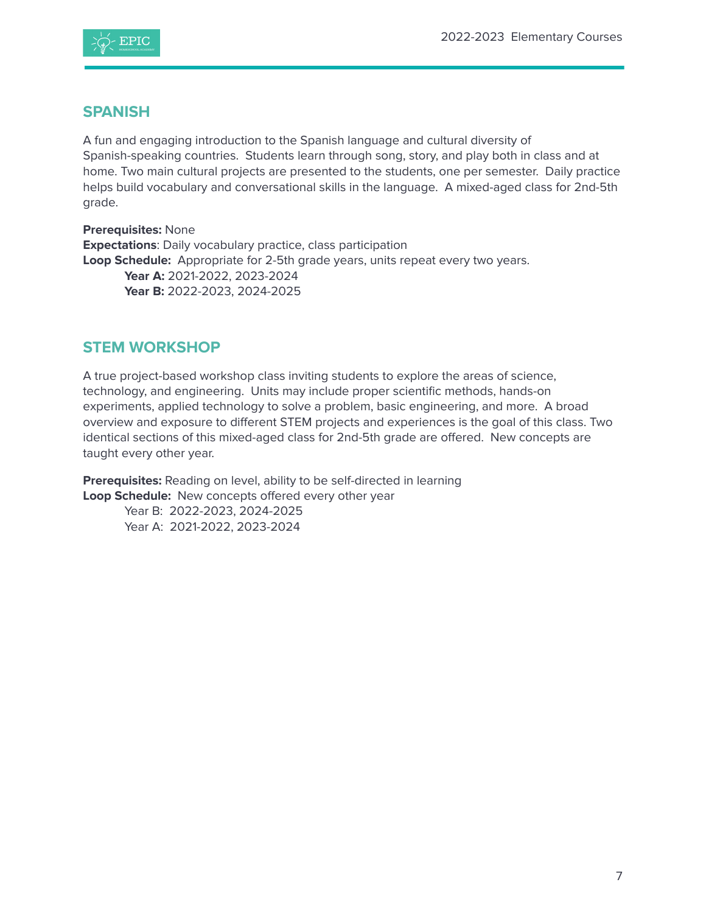## SPANISH

A fun and engaging introduction to the Spanish language and cultural diversity of Spanish-speaking countries. Students learn through song, story, and play both in class and at home. Two main cultural projects are presented to the students, one per semester. Daily practice helps build vocabulary and conversational skills in the language. A mixed-aged class for 2nd-5th grade.

**Prerequisites:** None
**Expectations**: Daily vocabulary practice, class participation
**Loop Schedule:** Appropriate for 2-5th grade years, units repeat every two years.

- **Year A:** 2021-2022, 2023-2024
- **Year B:** 2022-2023, 2024-2025

## STEM WORKSHOP

A true project-based workshop class inviting students to explore the areas of science, technology, and engineering. Units may include proper scientific methods, hands-on experiments, applied technology to solve a problem, basic engineering, and more. A broad overview and exposure to different STEM projects and experiences is the goal of this class. Two identical sections of this mixed-aged class for 2nd-5th grade are offered. New concepts are taught every other year.

**Prerequisites:** Reading on level, ability to be self-directed in learning
**Loop Schedule:** New concepts offered every other year

- Year B: 2022-2023, 2024-2025
- Year A: 2021-2022, 2023-2024